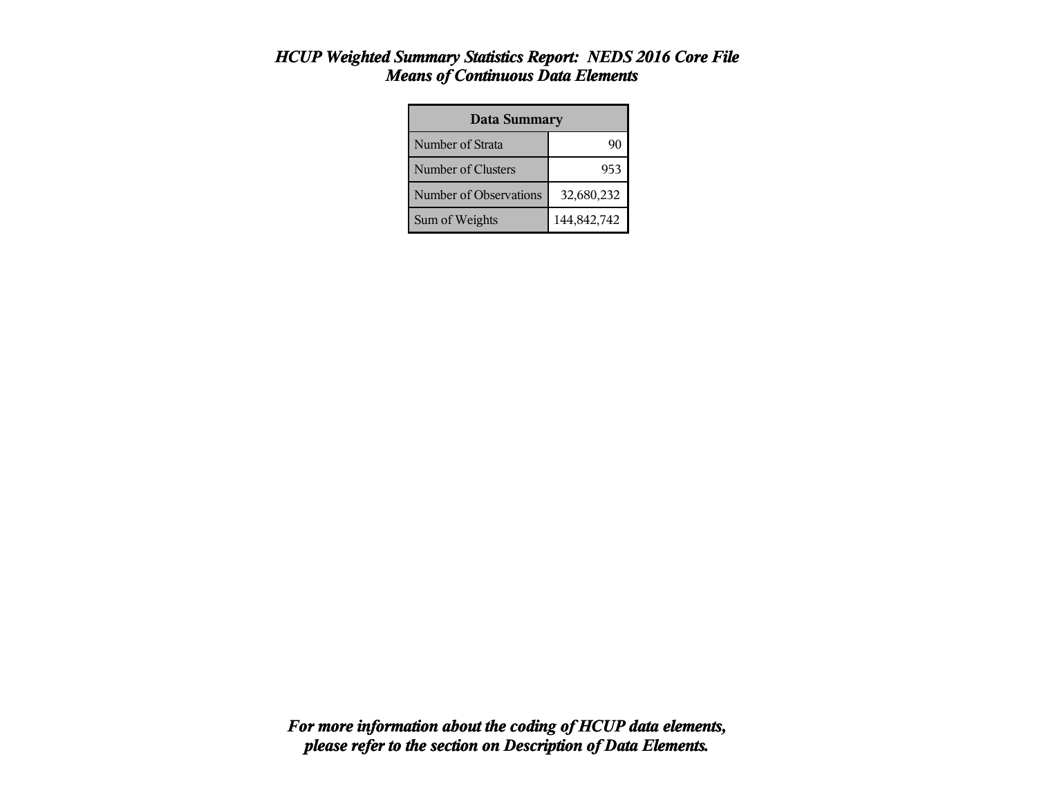# *HCUP Weighted Summary Statistics Report: NEDS 2016 Core File*
## *Means of Continuous Data Elements*

| Data Summary | |
|---|---|
| Number of Strata | 90 |
| Number of Clusters | 953 |
| Number of Observations | 32,680,232 |
| Sum of Weights | 144,842,742 |

***For more information about the coding of HCUP data elements, please refer to the section on Description of Data Elements.***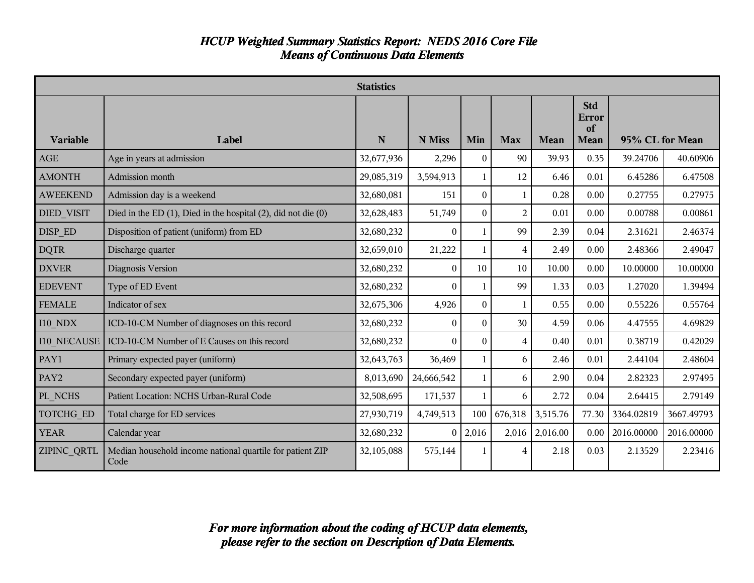# *HCUP Weighted Summary Statistics Report: NEDS 2016 Core File*
## *Means of Continuous Data Elements*

| Statistics | | | | | | | | | |
|---|---|---|---|---|---|---|---|---|---|
| **Variable** | **Label** | **N** | **N Miss** | **Min** | **Max** | **Mean** | **Std Error of Mean** | **95% CL for Mean** | |
| AGE | Age in years at admission | 32,677,936 | 2,296 | 0 | 90 | 39.93 | 0.35 | 39.24706 | 40.60906 |
| AMONTH | Admission month | 29,085,319 | 3,594,913 | 1 | 12 | 6.46 | 0.01 | 6.45286 | 6.47508 |
| AWEEKEND | Admission day is a weekend | 32,680,081 | 151 | 0 | 1 | 0.28 | 0.00 | 0.27755 | 0.27975 |
| DIED_VISIT | Died in the ED (1), Died in the hospital (2), did not die (0) | 32,628,483 | 51,749 | 0 | 2 | 0.01 | 0.00 | 0.00788 | 0.00861 |
| DISP_ED | Disposition of patient (uniform) from ED | 32,680,232 | 0 | 1 | 99 | 2.39 | 0.04 | 2.31621 | 2.46374 |
| DQTR | Discharge quarter | 32,659,010 | 21,222 | 1 | 4 | 2.49 | 0.00 | 2.48366 | 2.49047 |
| DXVER | Diagnosis Version | 32,680,232 | 0 | 10 | 10 | 10.00 | 0.00 | 10.00000 | 10.00000 |
| EDEVENT | Type of ED Event | 32,680,232 | 0 | 1 | 99 | 1.33 | 0.03 | 1.27020 | 1.39494 |
| FEMALE | Indicator of sex | 32,675,306 | 4,926 | 0 | 1 | 0.55 | 0.00 | 0.55226 | 0.55764 |
| I10_NDX | ICD-10-CM Number of diagnoses on this record | 32,680,232 | 0 | 0 | 30 | 4.59 | 0.06 | 4.47555 | 4.69829 |
| I10_NECAUSE | ICD-10-CM Number of E Causes on this record | 32,680,232 | 0 | 0 | 4 | 0.40 | 0.01 | 0.38719 | 0.42029 |
| PAY1 | Primary expected payer (uniform) | 32,643,763 | 36,469 | 1 | 6 | 2.46 | 0.01 | 2.44104 | 2.48604 |
| PAY2 | Secondary expected payer (uniform) | 8,013,690 | 24,666,542 | 1 | 6 | 2.90 | 0.04 | 2.82323 | 2.97495 |
| PL_NCHS | Patient Location: NCHS Urban-Rural Code | 32,508,695 | 171,537 | 1 | 6 | 2.72 | 0.04 | 2.64415 | 2.79149 |
| TOTCHG_ED | Total charge for ED services | 27,930,719 | 4,749,513 | 100 | 676,318 | 3,515.76 | 77.30 | 3364.02819 | 3667.49793 |
| YEAR | Calendar year | 32,680,232 | 0 | 2,016 | 2,016 | 2,016.00 | 0.00 | 2016.00000 | 2016.00000 |
| ZIPINC_QRTL | Median household income national quartile for patient ZIP Code | 32,105,088 | 575,144 | 1 | 4 | 2.18 | 0.03 | 2.13529 | 2.23416 |

***For more information about the coding of HCUP data elements, please refer to the section on Description of Data Elements.***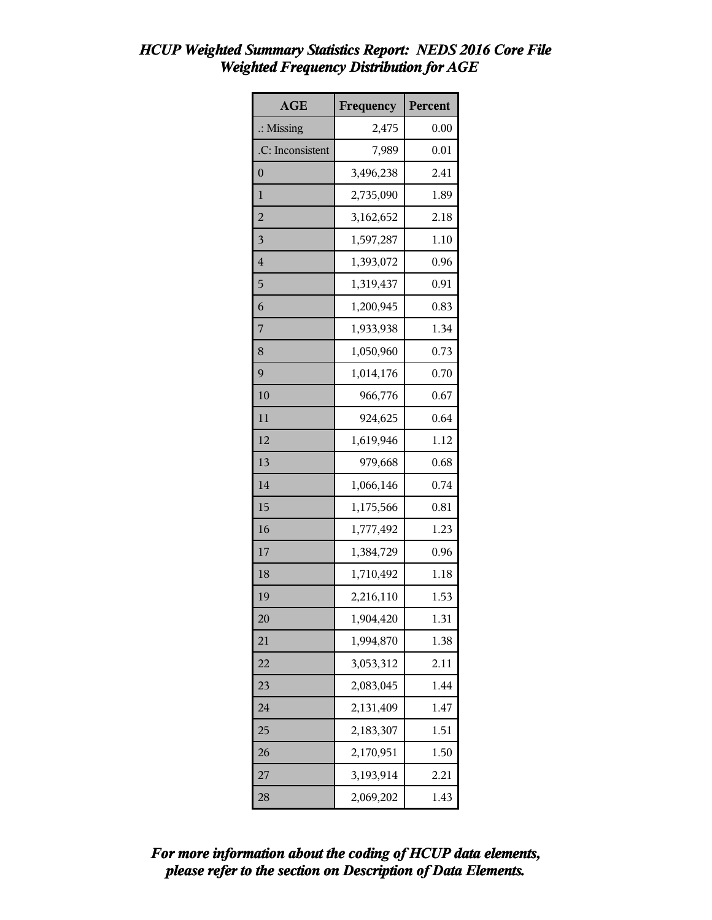## *HCUP Weighted Summary Statistics Report: NEDS 2016 Core File*
## *Weighted Frequency Distribution for AGE*

| AGE | Frequency | Percent |
|---|---|---|
| .: Missing | 2,475 | 0.00 |
| .C: Inconsistent | 7,989 | 0.01 |
| 0 | 3,496,238 | 2.41 |
| 1 | 2,735,090 | 1.89 |
| 2 | 3,162,652 | 2.18 |
| 3 | 1,597,287 | 1.10 |
| 4 | 1,393,072 | 0.96 |
| 5 | 1,319,437 | 0.91 |
| 6 | 1,200,945 | 0.83 |
| 7 | 1,933,938 | 1.34 |
| 8 | 1,050,960 | 0.73 |
| 9 | 1,014,176 | 0.70 |
| 10 | 966,776 | 0.67 |
| 11 | 924,625 | 0.64 |
| 12 | 1,619,946 | 1.12 |
| 13 | 979,668 | 0.68 |
| 14 | 1,066,146 | 0.74 |
| 15 | 1,175,566 | 0.81 |
| 16 | 1,777,492 | 1.23 |
| 17 | 1,384,729 | 0.96 |
| 18 | 1,710,492 | 1.18 |
| 19 | 2,216,110 | 1.53 |
| 20 | 1,904,420 | 1.31 |
| 21 | 1,994,870 | 1.38 |
| 22 | 3,053,312 | 2.11 |
| 23 | 2,083,045 | 1.44 |
| 24 | 2,131,409 | 1.47 |
| 25 | 2,183,307 | 1.51 |
| 26 | 2,170,951 | 1.50 |
| 27 | 3,193,914 | 2.21 |
| 28 | 2,069,202 | 1.43 |

***For more information about the coding of HCUP data elements, please refer to the section on Description of Data Elements.***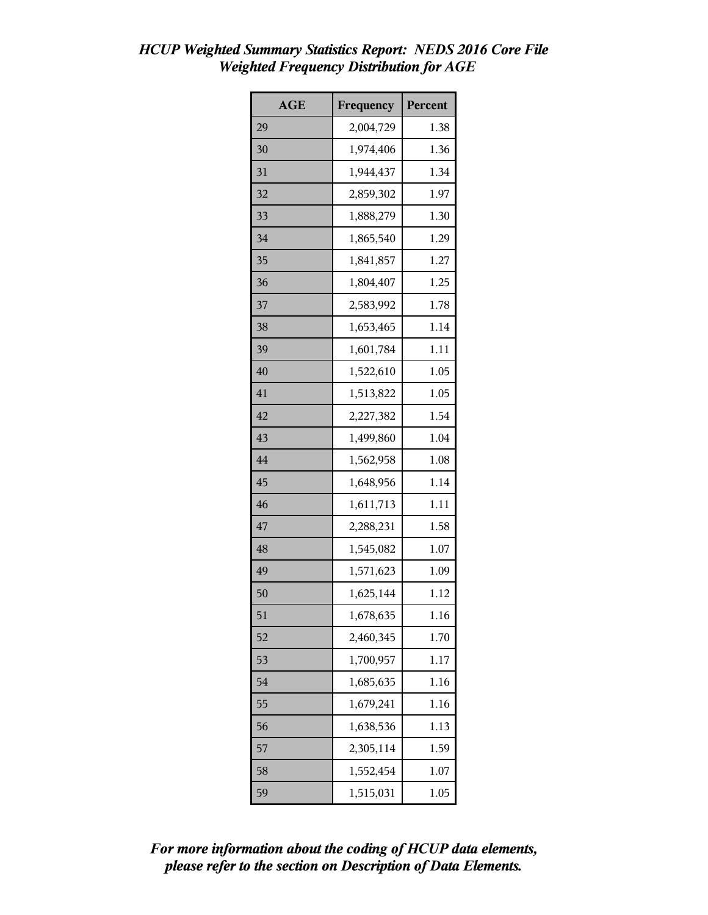## *HCUP Weighted Summary Statistics Report: NEDS 2016 Core File*
## *Weighted Frequency Distribution for AGE*

| AGE | Frequency | Percent |
|---|---|---|
| 29 | 2,004,729 | 1.38 |
| 30 | 1,974,406 | 1.36 |
| 31 | 1,944,437 | 1.34 |
| 32 | 2,859,302 | 1.97 |
| 33 | 1,888,279 | 1.30 |
| 34 | 1,865,540 | 1.29 |
| 35 | 1,841,857 | 1.27 |
| 36 | 1,804,407 | 1.25 |
| 37 | 2,583,992 | 1.78 |
| 38 | 1,653,465 | 1.14 |
| 39 | 1,601,784 | 1.11 |
| 40 | 1,522,610 | 1.05 |
| 41 | 1,513,822 | 1.05 |
| 42 | 2,227,382 | 1.54 |
| 43 | 1,499,860 | 1.04 |
| 44 | 1,562,958 | 1.08 |
| 45 | 1,648,956 | 1.14 |
| 46 | 1,611,713 | 1.11 |
| 47 | 2,288,231 | 1.58 |
| 48 | 1,545,082 | 1.07 |
| 49 | 1,571,623 | 1.09 |
| 50 | 1,625,144 | 1.12 |
| 51 | 1,678,635 | 1.16 |
| 52 | 2,460,345 | 1.70 |
| 53 | 1,700,957 | 1.17 |
| 54 | 1,685,635 | 1.16 |
| 55 | 1,679,241 | 1.16 |
| 56 | 1,638,536 | 1.13 |
| 57 | 2,305,114 | 1.59 |
| 58 | 1,552,454 | 1.07 |
| 59 | 1,515,031 | 1.05 |

***For more information about the coding of HCUP data elements, please refer to the section on Description of Data Elements.***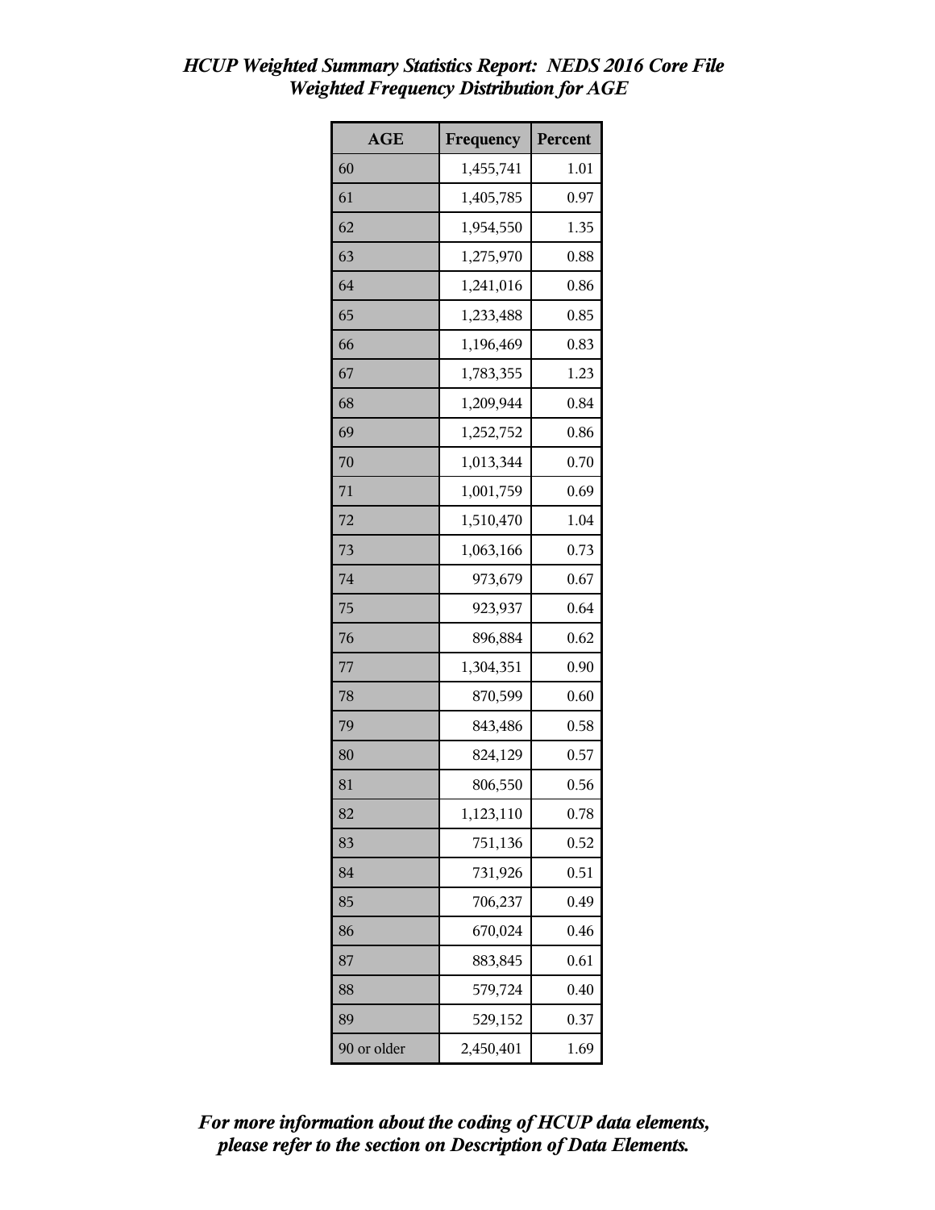*HCUP Weighted Summary Statistics Report: NEDS 2016 Core File*
*Weighted Frequency Distribution for AGE*

| AGE | Frequency | Percent |
|---|---|---|
| 60 | 1,455,741 | 1.01 |
| 61 | 1,405,785 | 0.97 |
| 62 | 1,954,550 | 1.35 |
| 63 | 1,275,970 | 0.88 |
| 64 | 1,241,016 | 0.86 |
| 65 | 1,233,488 | 0.85 |
| 66 | 1,196,469 | 0.83 |
| 67 | 1,783,355 | 1.23 |
| 68 | 1,209,944 | 0.84 |
| 69 | 1,252,752 | 0.86 |
| 70 | 1,013,344 | 0.70 |
| 71 | 1,001,759 | 0.69 |
| 72 | 1,510,470 | 1.04 |
| 73 | 1,063,166 | 0.73 |
| 74 | 973,679 | 0.67 |
| 75 | 923,937 | 0.64 |
| 76 | 896,884 | 0.62 |
| 77 | 1,304,351 | 0.90 |
| 78 | 870,599 | 0.60 |
| 79 | 843,486 | 0.58 |
| 80 | 824,129 | 0.57 |
| 81 | 806,550 | 0.56 |
| 82 | 1,123,110 | 0.78 |
| 83 | 751,136 | 0.52 |
| 84 | 731,926 | 0.51 |
| 85 | 706,237 | 0.49 |
| 86 | 670,024 | 0.46 |
| 87 | 883,845 | 0.61 |
| 88 | 579,724 | 0.40 |
| 89 | 529,152 | 0.37 |
| 90 or older | 2,450,401 | 1.69 |

***For more information about the coding of HCUP data elements, please refer to the section on Description of Data Elements.***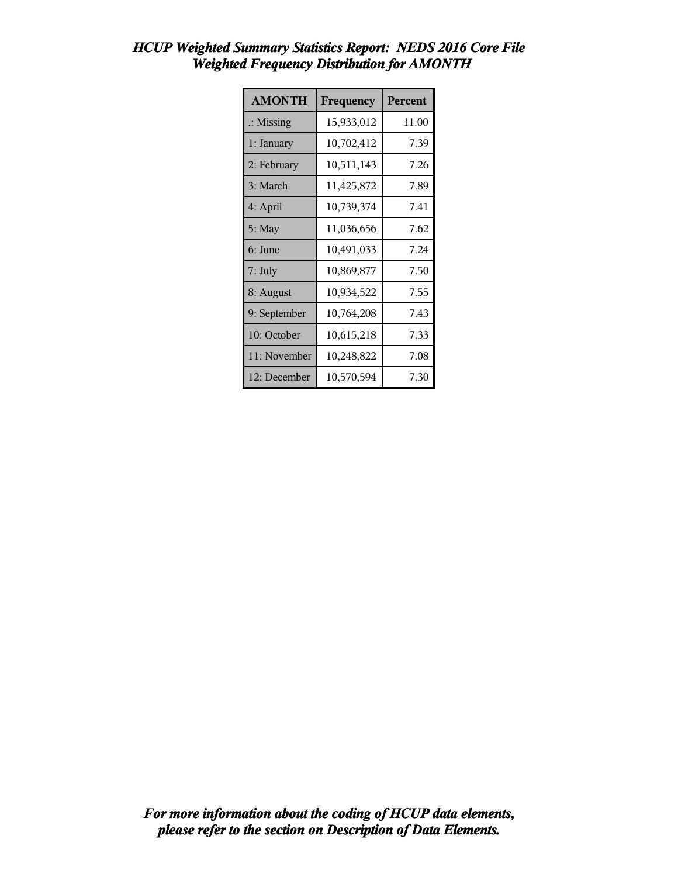*HCUP Weighted Summary Statistics Report: NEDS 2016 Core File*
*Weighted Frequency Distribution for AMONTH*

| AMONTH | Frequency | Percent |
|---|---|---|
| .: Missing | 15,933,012 | 11.00 |
| 1: January | 10,702,412 | 7.39 |
| 2: February | 10,511,143 | 7.26 |
| 3: March | 11,425,872 | 7.89 |
| 4: April | 10,739,374 | 7.41 |
| 5: May | 11,036,656 | 7.62 |
| 6: June | 10,491,033 | 7.24 |
| 7: July | 10,869,877 | 7.50 |
| 8: August | 10,934,522 | 7.55 |
| 9: September | 10,764,208 | 7.43 |
| 10: October | 10,615,218 | 7.33 |
| 11: November | 10,248,822 | 7.08 |
| 12: December | 10,570,594 | 7.30 |

*For more information about the coding of HCUP data elements, please refer to the section on Description of Data Elements.*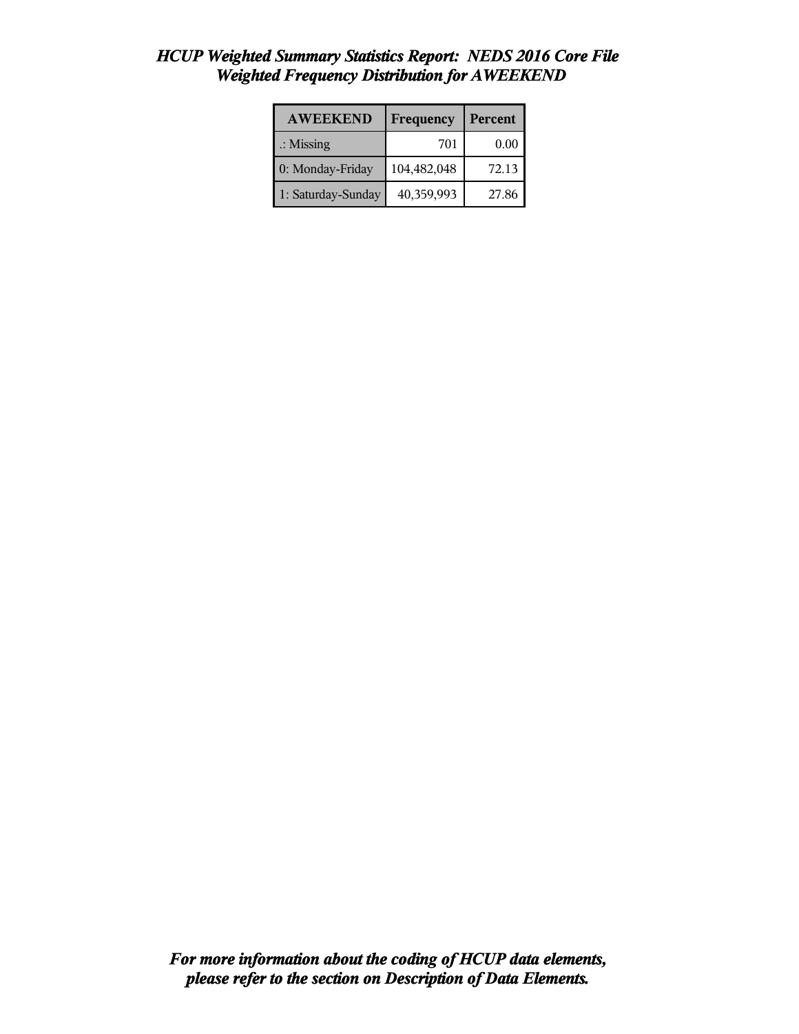# *HCUP Weighted Summary Statistics Report: NEDS 2016 Core File*
## *Weighted Frequency Distribution for AWEEKEND*

| AWEEKEND | Frequency | Percent |
|---|---|---|
| .: Missing | 701 | 0.00 |
| 0: Monday-Friday | 104,482,048 | 72.13 |
| 1: Saturday-Sunday | 40,359,993 | 27.86 |

***For more information about the coding of HCUP data elements, please refer to the section on Description of Data Elements.***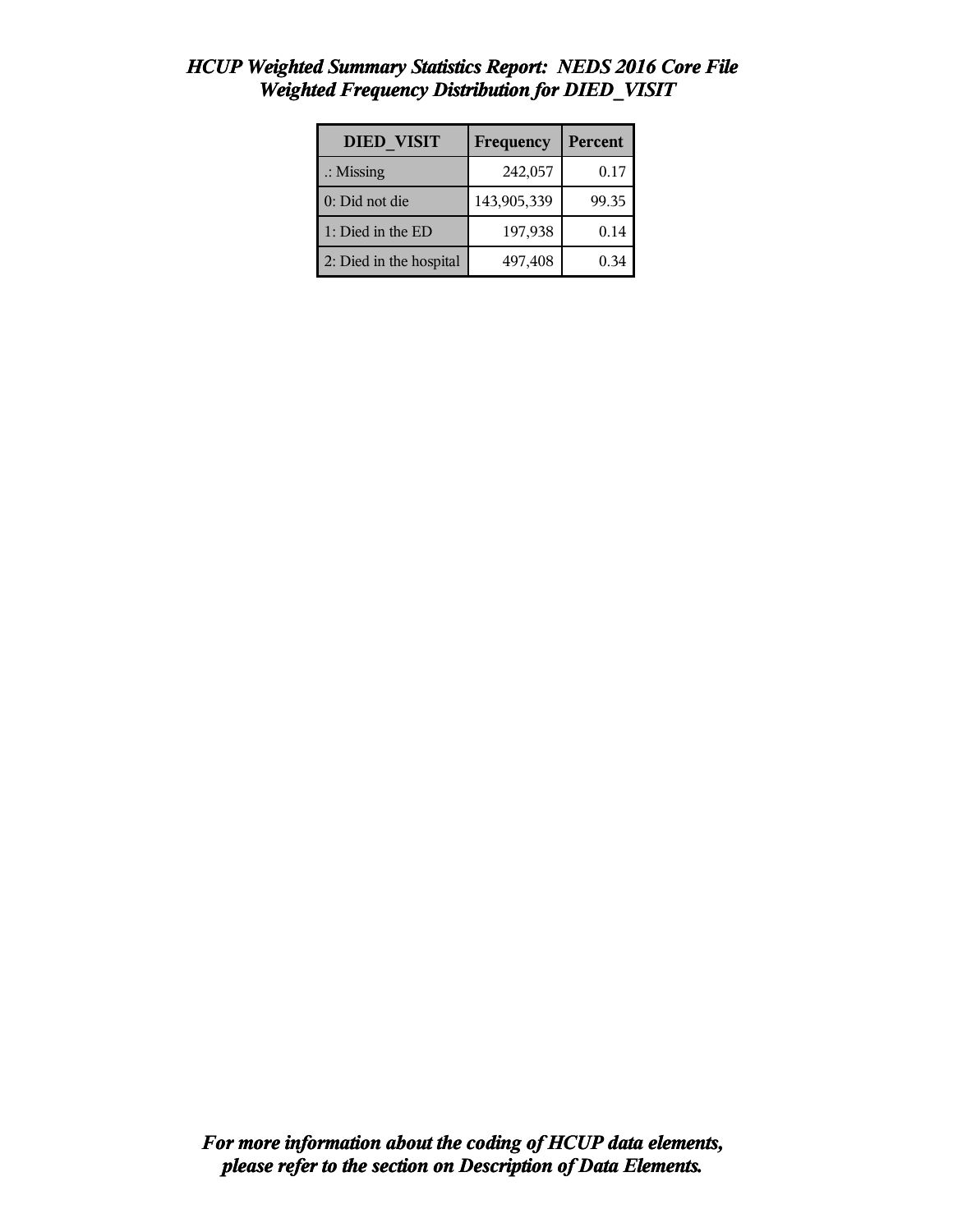*HCUP Weighted Summary Statistics Report: NEDS 2016 Core File*
*Weighted Frequency Distribution for DIED_VISIT*

| DIED_VISIT | Frequency | Percent |
|---|---|---|
| .: Missing | 242,057 | 0.17 |
| 0: Did not die | 143,905,339 | 99.35 |
| 1: Died in the ED | 197,938 | 0.14 |
| 2: Died in the hospital | 497,408 | 0.34 |

***For more information about the coding of HCUP data elements, please refer to the section on Description of Data Elements.***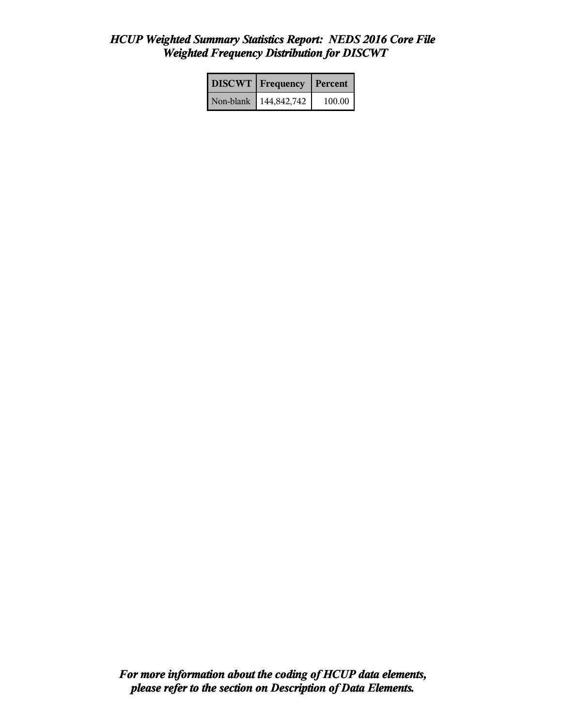*HCUP Weighted Summary Statistics Report: NEDS 2016 Core File*
*Weighted Frequency Distribution for DISCWT*

| DISCWT | Frequency | Percent |
|---|---|---|
| Non-blank | 144,842,742 | 100.00 |

*For more information about the coding of HCUP data elements, please refer to the section on Description of Data Elements.*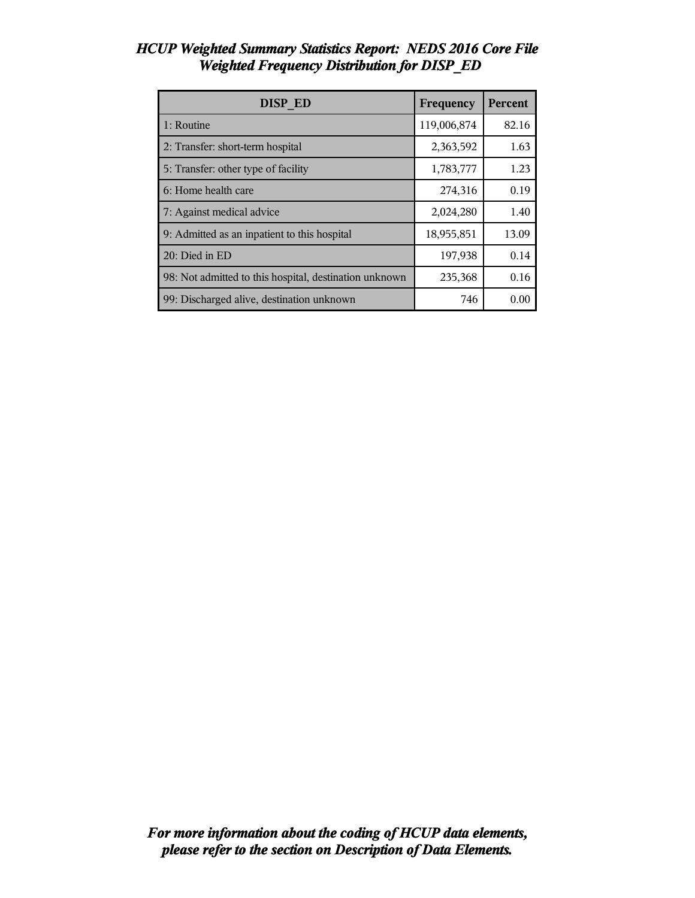# *HCUP Weighted Summary Statistics Report: NEDS 2016 Core File*
## *Weighted Frequency Distribution for DISP_ED*

| DISP_ED | Frequency | Percent |
|---|---|---|
| 1: Routine | 119,006,874 | 82.16 |
| 2: Transfer: short-term hospital | 2,363,592 | 1.63 |
| 5: Transfer: other type of facility | 1,783,777 | 1.23 |
| 6: Home health care | 274,316 | 0.19 |
| 7: Against medical advice | 2,024,280 | 1.40 |
| 9: Admitted as an inpatient to this hospital | 18,955,851 | 13.09 |
| 20: Died in ED | 197,938 | 0.14 |
| 98: Not admitted to this hospital, destination unknown | 235,368 | 0.16 |
| 99: Discharged alive, destination unknown | 746 | 0.00 |

***For more information about the coding of HCUP data elements, please refer to the section on Description of Data Elements.***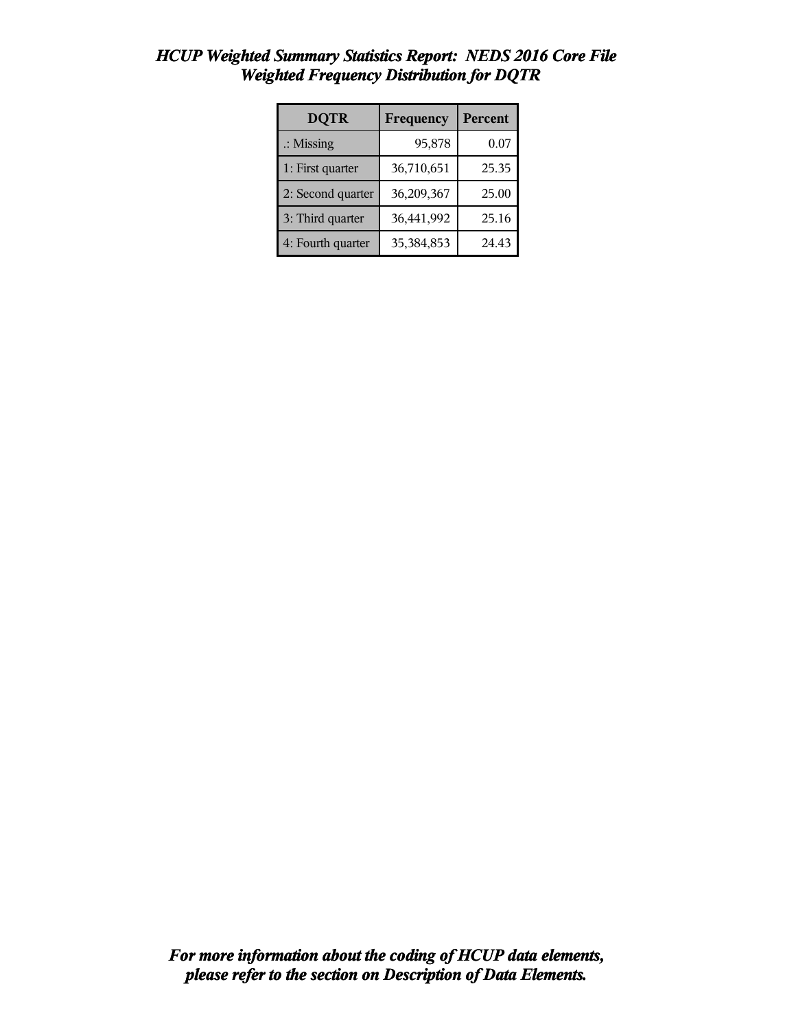# *HCUP Weighted Summary Statistics Report: NEDS 2016 Core File*
## *Weighted Frequency Distribution for DQTR*

| DQTR | Frequency | Percent |
|---|---|---|
| .: Missing | 95,878 | 0.07 |
| 1: First quarter | 36,710,651 | 25.35 |
| 2: Second quarter | 36,209,367 | 25.00 |
| 3: Third quarter | 36,441,992 | 25.16 |
| 4: Fourth quarter | 35,384,853 | 24.43 |

***For more information about the coding of HCUP data elements, please refer to the section on Description of Data Elements.***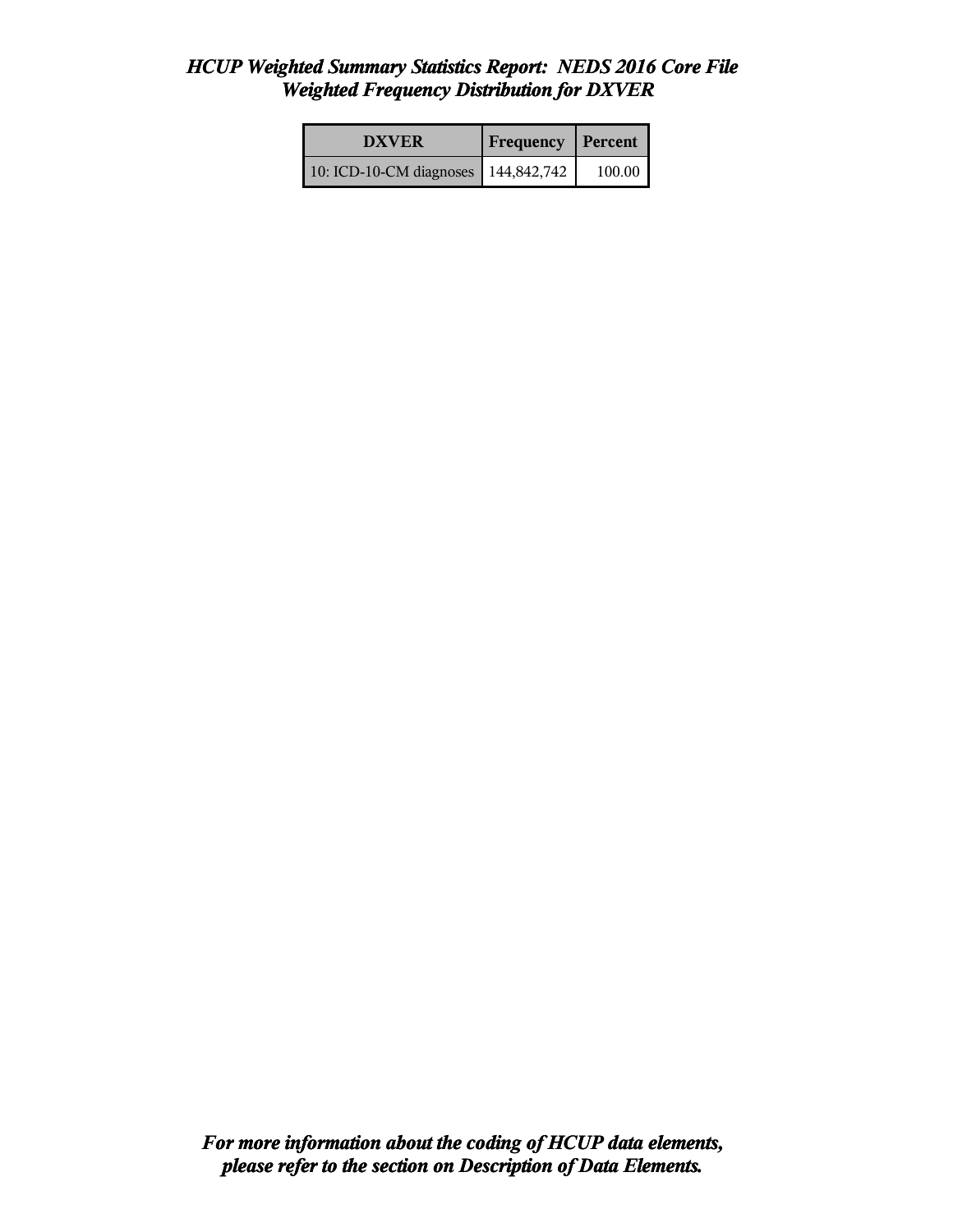# *HCUP Weighted Summary Statistics Report: NEDS 2016 Core File*
## *Weighted Frequency Distribution for DXVER*

| DXVER | Frequency | Percent |
|---|---|---|
| 10: ICD-10-CM diagnoses | 144,842,742 | 100.00 |

***For more information about the coding of HCUP data elements, please refer to the section on Description of Data Elements.***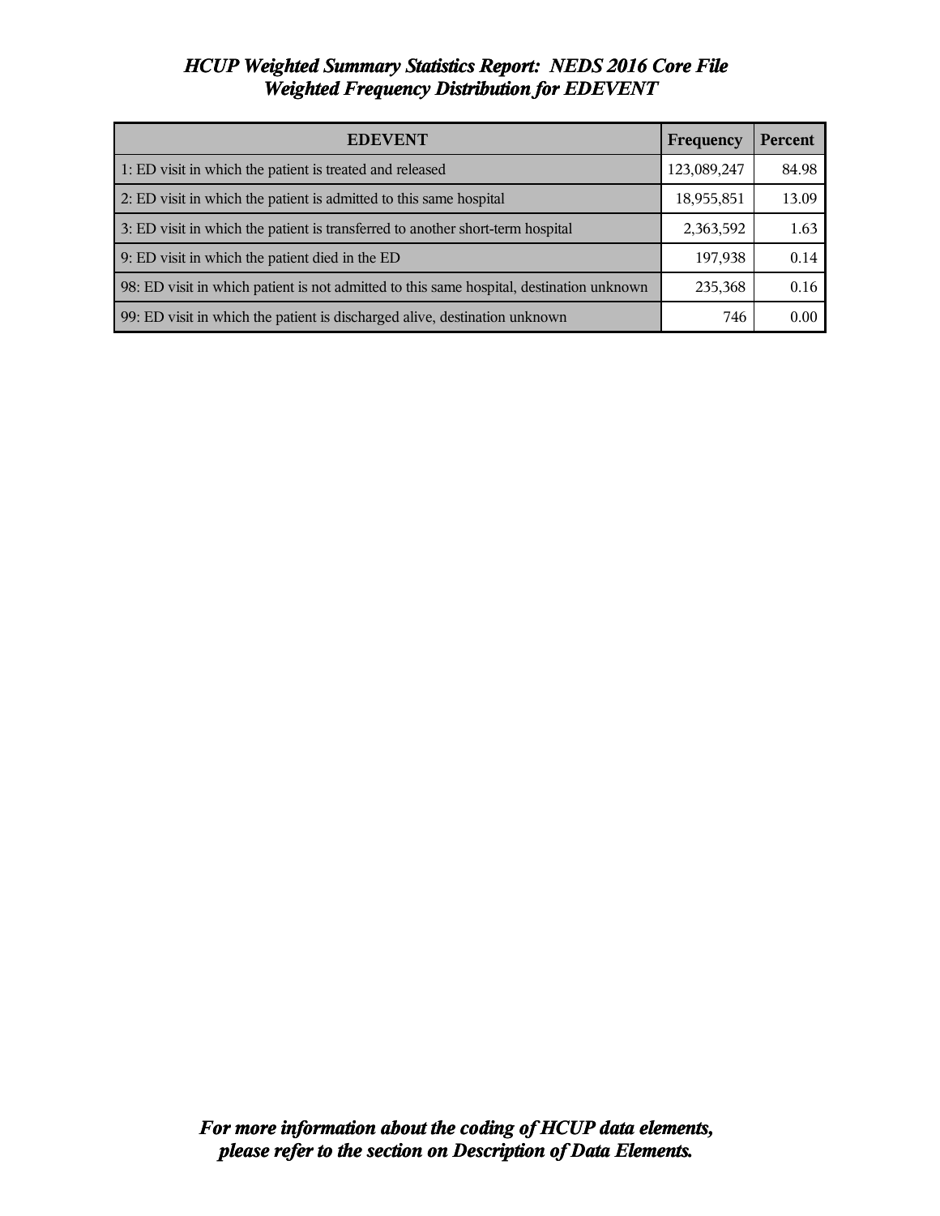# *HCUP Weighted Summary Statistics Report: NEDS 2016 Core File*
## *Weighted Frequency Distribution for EDEVENT*

| EDEVENT | Frequency | Percent |
|---|---|---|
| 1: ED visit in which the patient is treated and released | 123,089,247 | 84.98 |
| 2: ED visit in which the patient is admitted to this same hospital | 18,955,851 | 13.09 |
| 3: ED visit in which the patient is transferred to another short-term hospital | 2,363,592 | 1.63 |
| 9: ED visit in which the patient died in the ED | 197,938 | 0.14 |
| 98: ED visit in which patient is not admitted to this same hospital, destination unknown | 235,368 | 0.16 |
| 99: ED visit in which the patient is discharged alive, destination unknown | 746 | 0.00 |

***For more information about the coding of HCUP data elements, please refer to the section on Description of Data Elements.***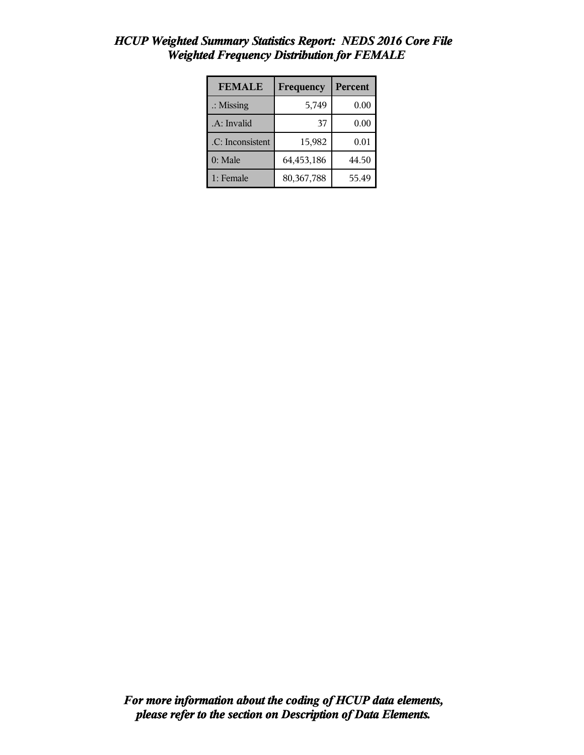# *HCUP Weighted Summary Statistics Report: NEDS 2016 Core File*
## *Weighted Frequency Distribution for FEMALE*

| FEMALE | Frequency | Percent |
|---|---|---|
| .: Missing | 5,749 | 0.00 |
| .A: Invalid | 37 | 0.00 |
| .C: Inconsistent | 15,982 | 0.01 |
| 0: Male | 64,453,186 | 44.50 |
| 1: Female | 80,367,788 | 55.49 |

***For more information about the coding of HCUP data elements, please refer to the section on Description of Data Elements.***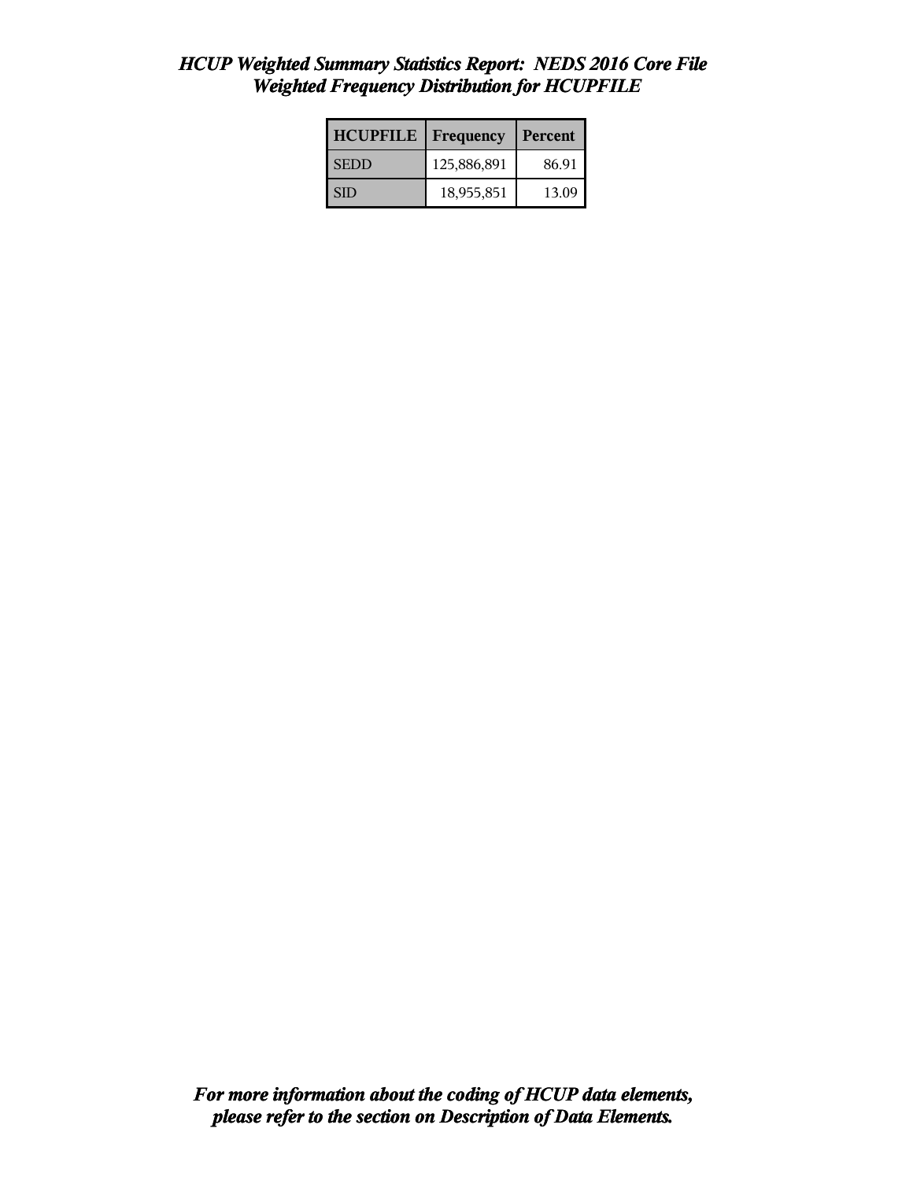# *HCUP Weighted Summary Statistics Report: NEDS 2016 Core File*
## *Weighted Frequency Distribution for HCUPFILE*

| HCUPFILE | Frequency | Percent |
|---|---|---|
| SEDD | 125,886,891 | 86.91 |
| SID | 18,955,851 | 13.09 |

***For more information about the coding of HCUP data elements, please refer to the section on Description of Data Elements.***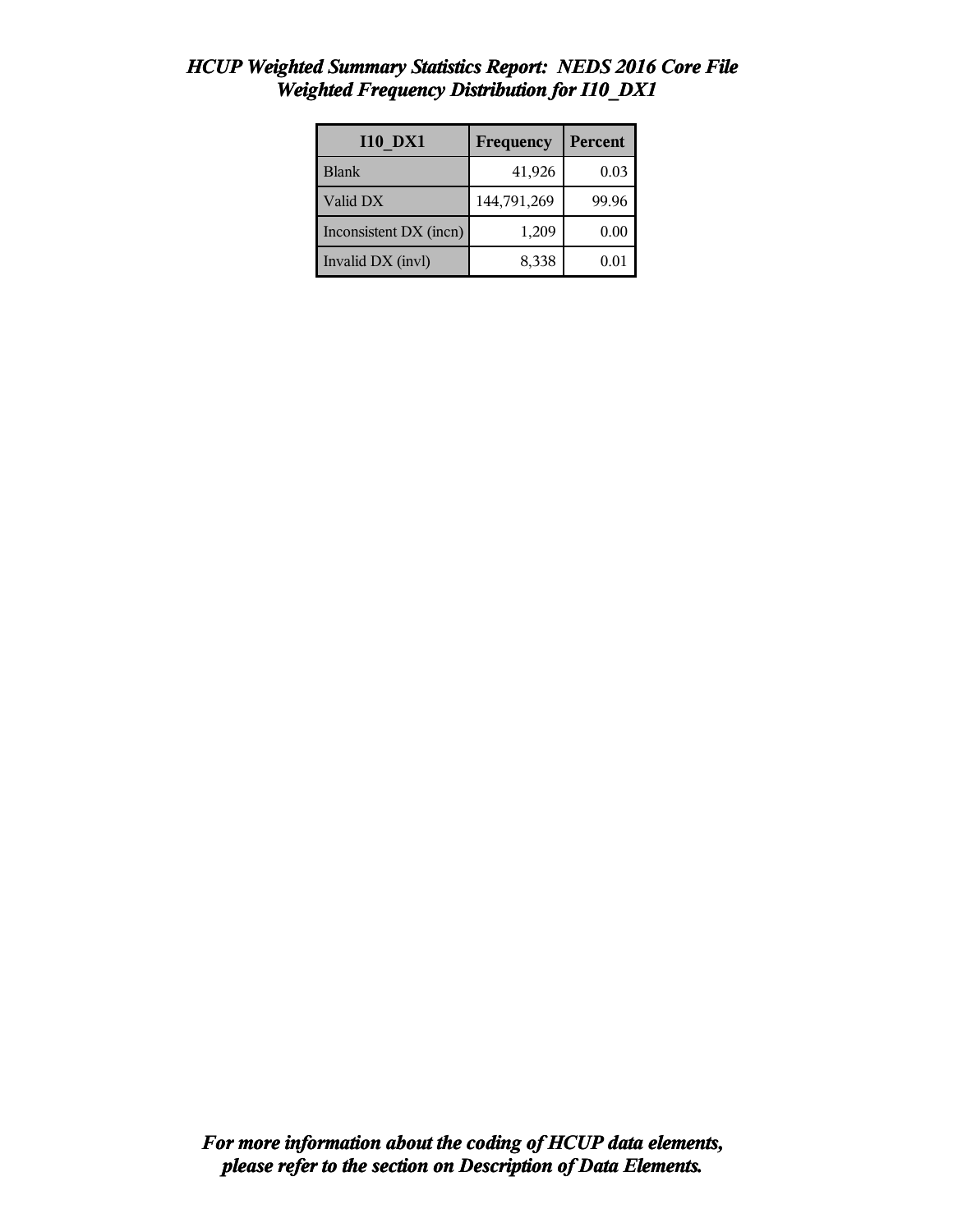# *HCUP Weighted Summary Statistics Report: NEDS 2016 Core File*
## *Weighted Frequency Distribution for I10_DX1*

| I10_DX1 | Frequency | Percent |
|---|---|---|
| Blank | 41,926 | 0.03 |
| Valid DX | 144,791,269 | 99.96 |
| Inconsistent DX (incn) | 1,209 | 0.00 |
| Invalid DX (invl) | 8,338 | 0.01 |

***For more information about the coding of HCUP data elements, please refer to the section on Description of Data Elements.***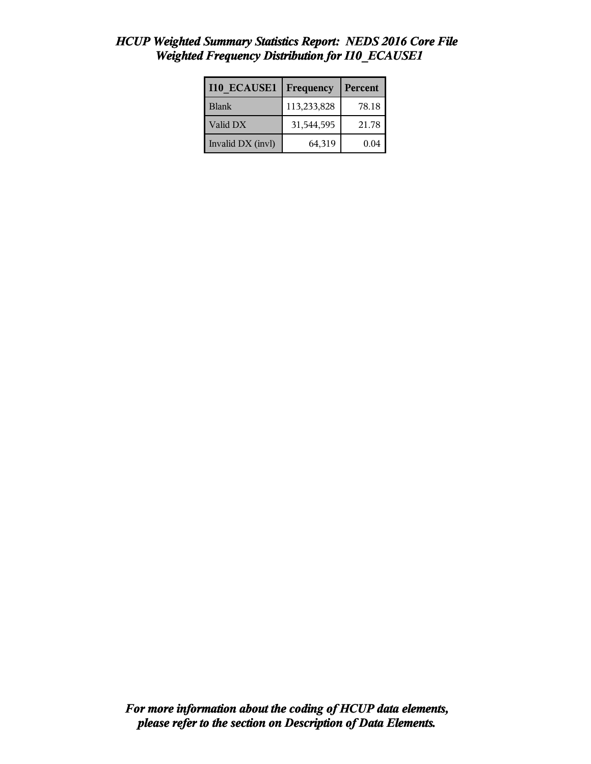# *HCUP Weighted Summary Statistics Report: NEDS 2016 Core File*
## *Weighted Frequency Distribution for I10_ECAUSE1*

| I10_ECAUSE1 | Frequency | Percent |
|---|---|---|
| Blank | 113,233,828 | 78.18 |
| Valid DX | 31,544,595 | 21.78 |
| Invalid DX (invl) | 64,319 | 0.04 |

***For more information about the coding of HCUP data elements, please refer to the section on Description of Data Elements.***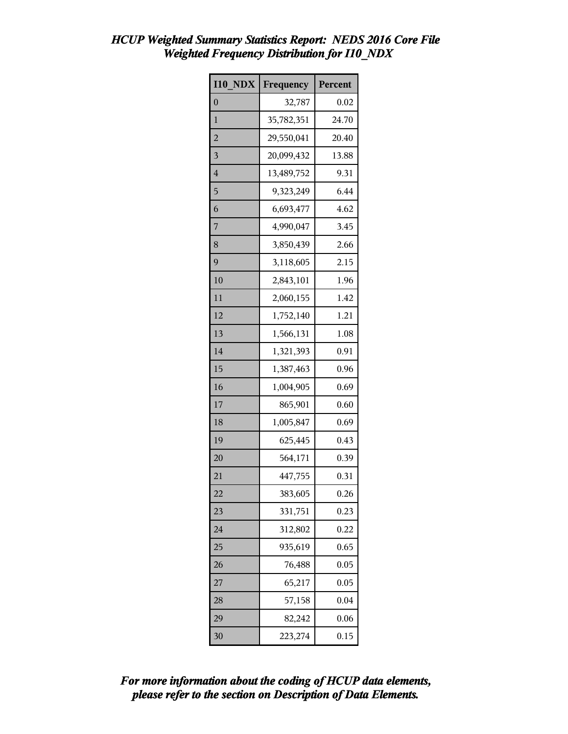# *HCUP Weighted Summary Statistics Report: NEDS 2016 Core File*
## *Weighted Frequency Distribution for I10_NDX*

| I10_NDX | Frequency | Percent |
|---|---|---|
| 0 | 32,787 | 0.02 |
| 1 | 35,782,351 | 24.70 |
| 2 | 29,550,041 | 20.40 |
| 3 | 20,099,432 | 13.88 |
| 4 | 13,489,752 | 9.31 |
| 5 | 9,323,249 | 6.44 |
| 6 | 6,693,477 | 4.62 |
| 7 | 4,990,047 | 3.45 |
| 8 | 3,850,439 | 2.66 |
| 9 | 3,118,605 | 2.15 |
| 10 | 2,843,101 | 1.96 |
| 11 | 2,060,155 | 1.42 |
| 12 | 1,752,140 | 1.21 |
| 13 | 1,566,131 | 1.08 |
| 14 | 1,321,393 | 0.91 |
| 15 | 1,387,463 | 0.96 |
| 16 | 1,004,905 | 0.69 |
| 17 | 865,901 | 0.60 |
| 18 | 1,005,847 | 0.69 |
| 19 | 625,445 | 0.43 |
| 20 | 564,171 | 0.39 |
| 21 | 447,755 | 0.31 |
| 22 | 383,605 | 0.26 |
| 23 | 331,751 | 0.23 |
| 24 | 312,802 | 0.22 |
| 25 | 935,619 | 0.65 |
| 26 | 76,488 | 0.05 |
| 27 | 65,217 | 0.05 |
| 28 | 57,158 | 0.04 |
| 29 | 82,242 | 0.06 |
| 30 | 223,274 | 0.15 |

***For more information about the coding of HCUP data elements, please refer to the section on Description of Data Elements.***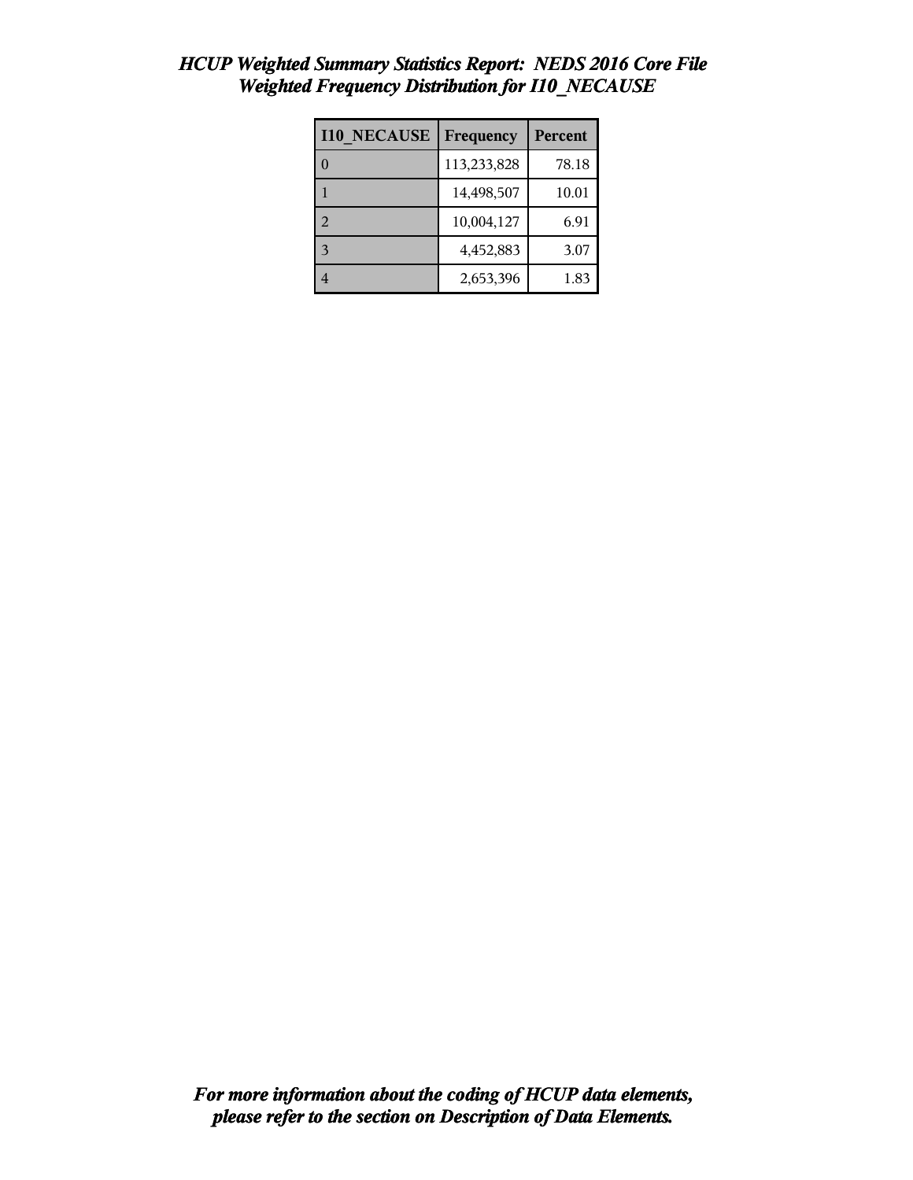# *HCUP Weighted Summary Statistics Report: NEDS 2016 Core File*
## *Weighted Frequency Distribution for I10_NECAUSE*

| I10_NECAUSE | Frequency | Percent |
|---|---|---|
| 0 | 113,233,828 | 78.18 |
| 1 | 14,498,507 | 10.01 |
| 2 | 10,004,127 | 6.91 |
| 3 | 4,452,883 | 3.07 |
| 4 | 2,653,396 | 1.83 |

***For more information about the coding of HCUP data elements, please refer to the section on Description of Data Elements.***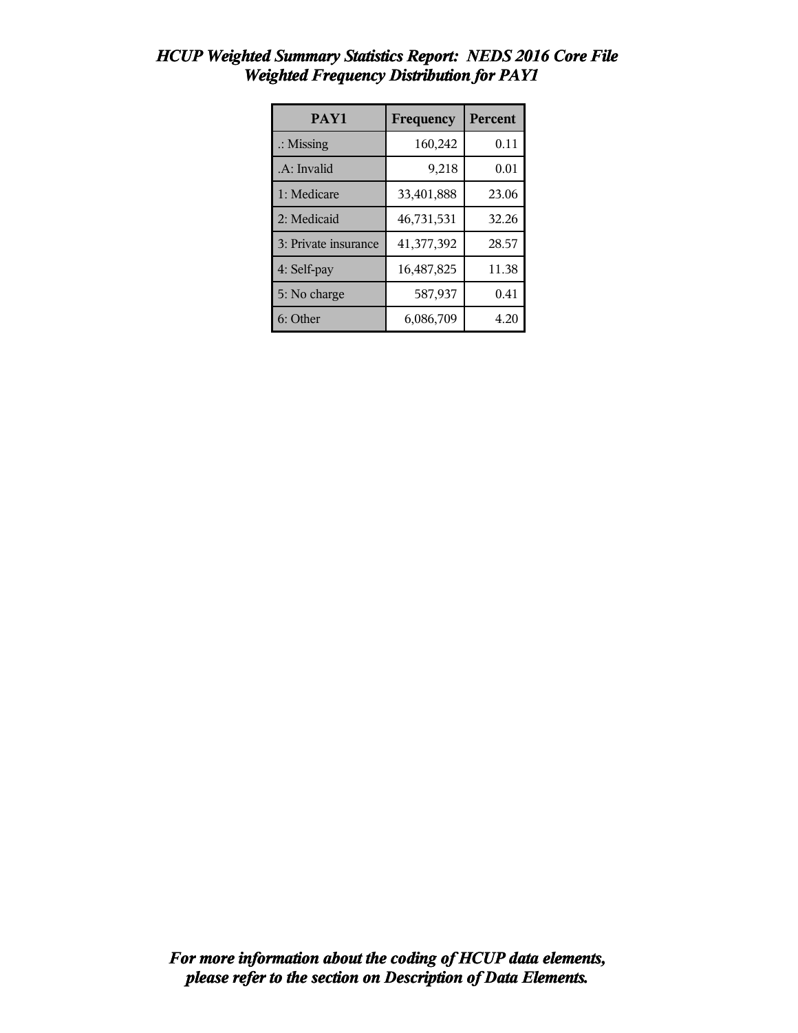# *HCUP Weighted Summary Statistics Report: NEDS 2016 Core File*
## *Weighted Frequency Distribution for PAY1*

| PAY1 | Frequency | Percent |
|---|---|---|
| .: Missing | 160,242 | 0.11 |
| .A: Invalid | 9,218 | 0.01 |
| 1: Medicare | 33,401,888 | 23.06 |
| 2: Medicaid | 46,731,531 | 32.26 |
| 3: Private insurance | 41,377,392 | 28.57 |
| 4: Self-pay | 16,487,825 | 11.38 |
| 5: No charge | 587,937 | 0.41 |
| 6: Other | 6,086,709 | 4.20 |

***For more information about the coding of HCUP data elements, please refer to the section on Description of Data Elements.***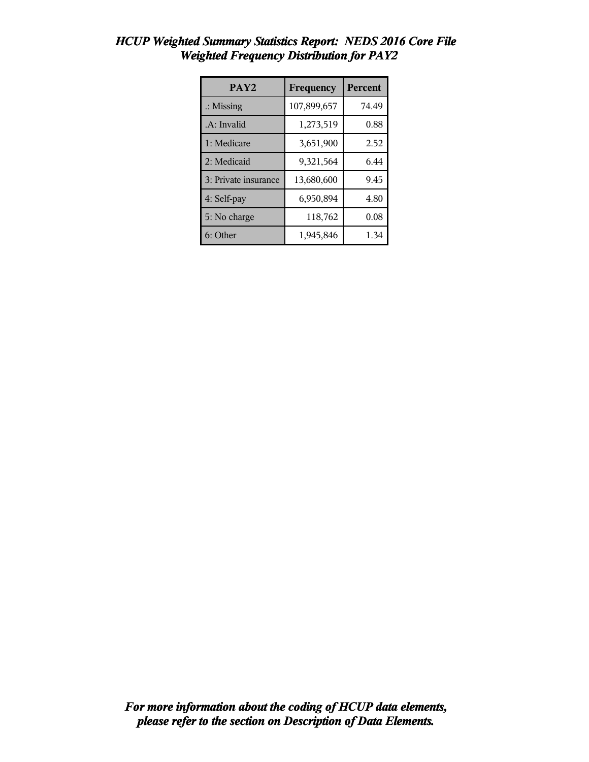# *HCUP Weighted Summary Statistics Report: NEDS 2016 Core File*
## *Weighted Frequency Distribution for PAY2*

| PAY2 | Frequency | Percent |
|---|---|---|
| .: Missing | 107,899,657 | 74.49 |
| .A: Invalid | 1,273,519 | 0.88 |
| 1: Medicare | 3,651,900 | 2.52 |
| 2: Medicaid | 9,321,564 | 6.44 |
| 3: Private insurance | 13,680,600 | 9.45 |
| 4: Self-pay | 6,950,894 | 4.80 |
| 5: No charge | 118,762 | 0.08 |
| 6: Other | 1,945,846 | 1.34 |

***For more information about the coding of HCUP data elements, please refer to the section on Description of Data Elements.***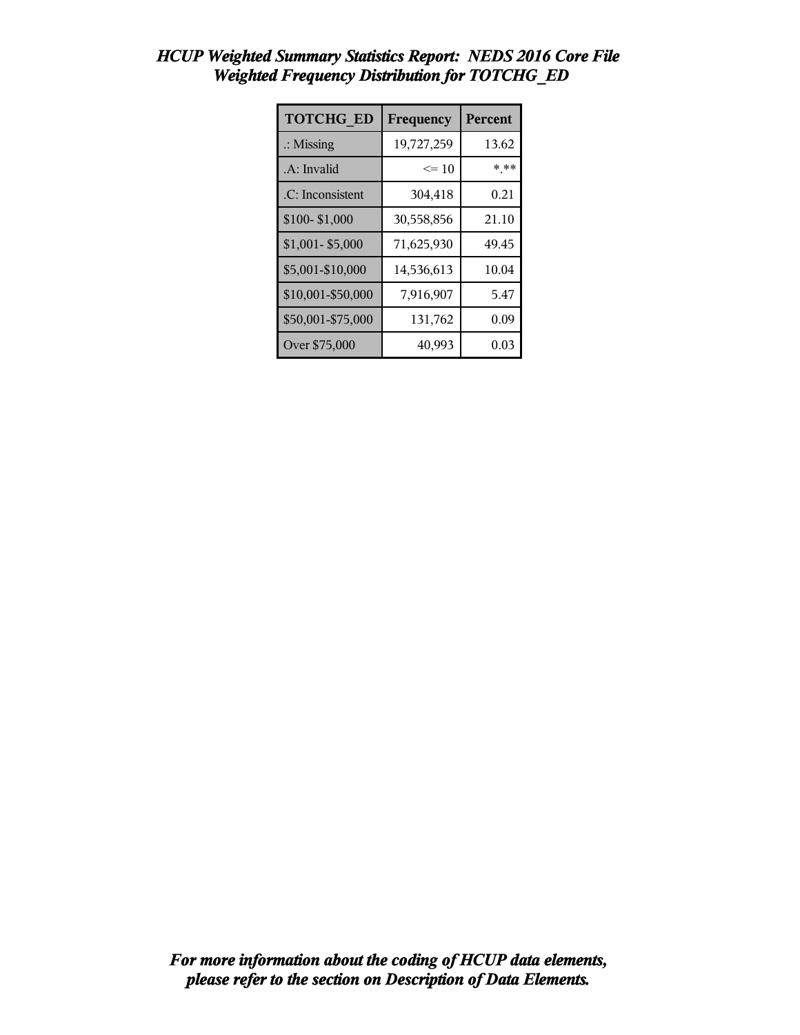# *HCUP Weighted Summary Statistics Report: NEDS 2016 Core File*
## *Weighted Frequency Distribution for TOTCHG_ED*

| TOTCHG_ED | Frequency | Percent |
|---|---|---|
| .: Missing | 19,727,259 | 13.62 |
| .A: Invalid | <= 10 | *.** |
| .C: Inconsistent | 304,418 | 0.21 |
| $100- $1,000 | 30,558,856 | 21.10 |
| $1,001- $5,000 | 71,625,930 | 49.45 |
| $5,001-$10,000 | 14,536,613 | 10.04 |
| $10,001-$50,000 | 7,916,907 | 5.47 |
| $50,001-$75,000 | 131,762 | 0.09 |
| Over $75,000 | 40,993 | 0.03 |

***For more information about the coding of HCUP data elements, please refer to the section on Description of Data Elements.***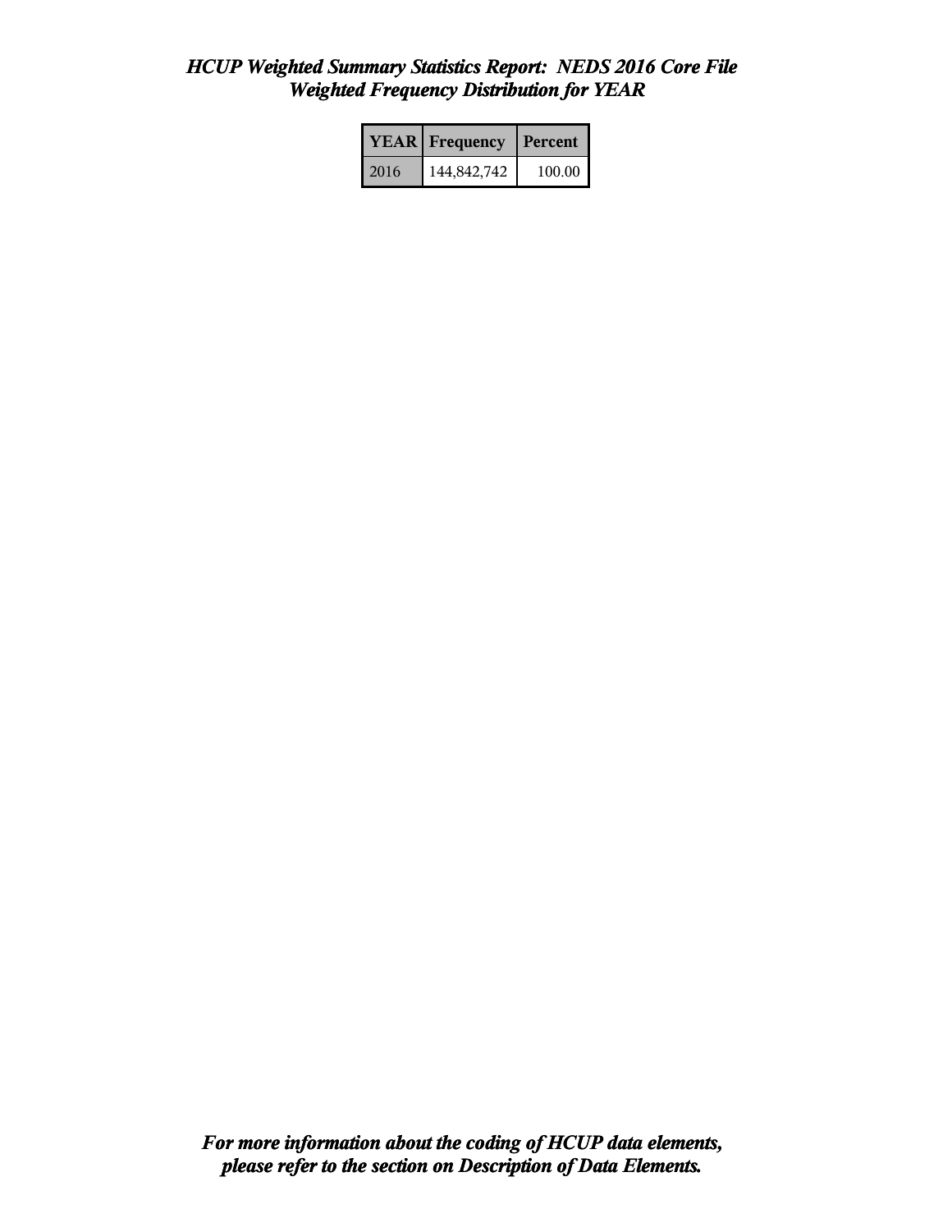# *HCUP Weighted Summary Statistics Report: NEDS 2016 Core File*
## *Weighted Frequency Distribution for YEAR*

| YEAR | Frequency | Percent |
|---|---|---|
| 2016 | 144,842,742 | 100.00 |

***For more information about the coding of HCUP data elements, please refer to the section on Description of Data Elements.***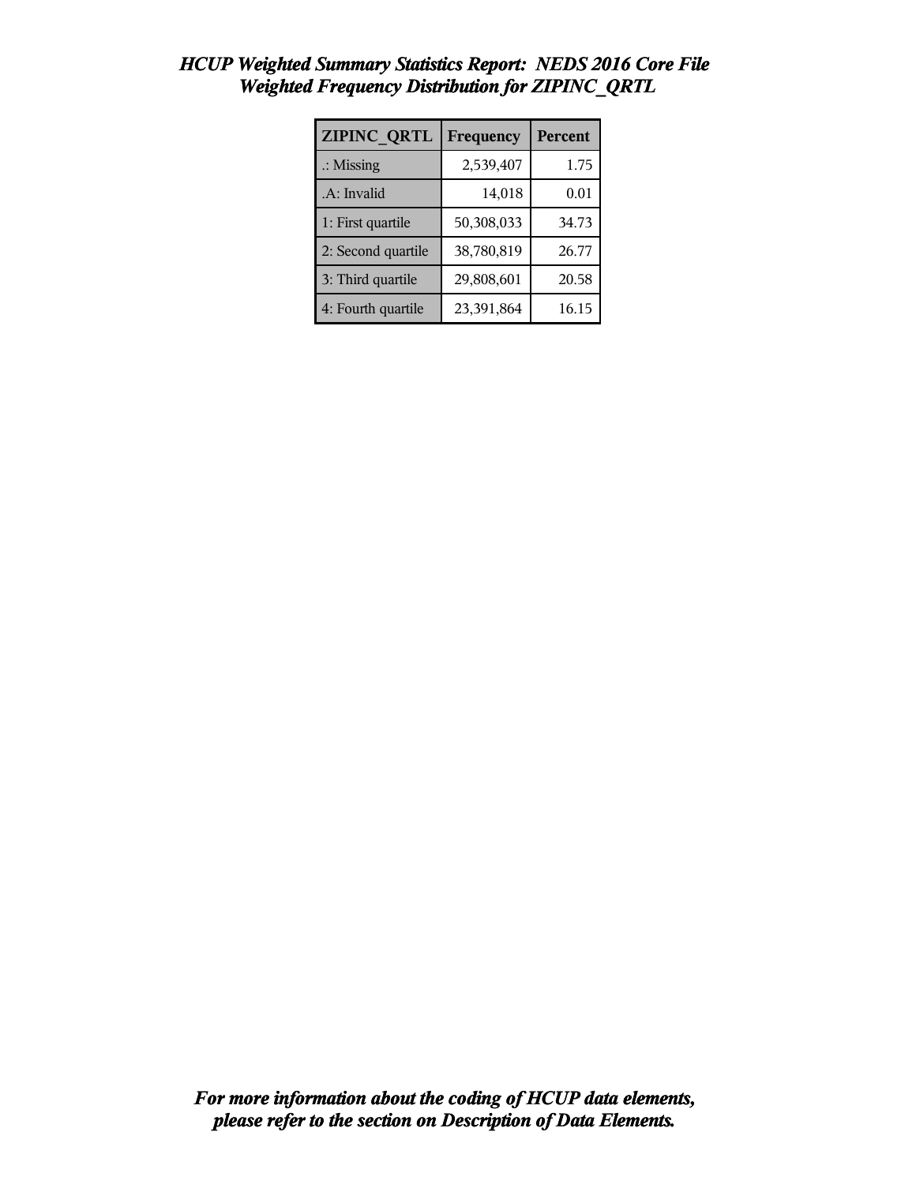*HCUP Weighted Summary Statistics Report: NEDS 2016 Core File*
*Weighted Frequency Distribution for ZIPINC_QRTL*

| ZIPINC_QRTL | Frequency | Percent |
|---|---|---|
| .: Missing | 2,539,407 | 1.75 |
| .A: Invalid | 14,018 | 0.01 |
| 1: First quartile | 50,308,033 | 34.73 |
| 2: Second quartile | 38,780,819 | 26.77 |
| 3: Third quartile | 29,808,601 | 20.58 |
| 4: Fourth quartile | 23,391,864 | 16.15 |

*For more information about the coding of HCUP data elements, please refer to the section on Description of Data Elements.*